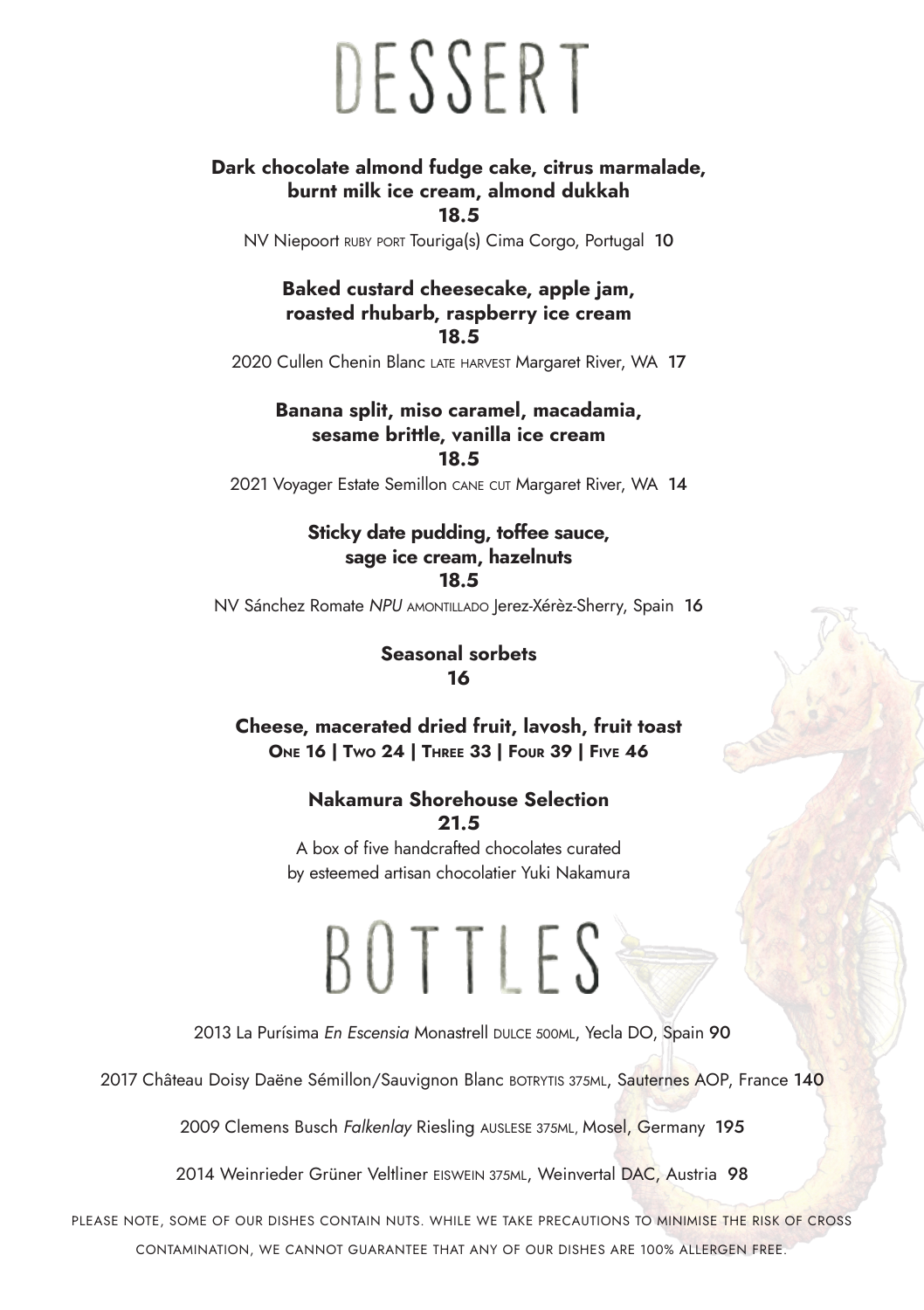# DESSERT

**Dark chocolate almond fudge cake, citrus marmalade, burnt milk ice cream, almond dukkah**
**18.5**

NV Niepoort RUBY PORT Touriga(s) Cima Corgo, Portugal **10**

**Baked custard cheesecake, apple jam, roasted rhubarb, raspberry ice cream**
**18.5**

2020 Cullen Chenin Blanc LATE HARVEST Margaret River, WA **17**

**Banana split, miso caramel, macadamia, sesame brittle, vanilla ice cream**
**18.5**

2021 Voyager Estate Semillon CANE CUT Margaret River, WA **14**

**Sticky date pudding, toffee sauce, sage ice cream, hazelnuts**
**18.5**

NV Sánchez Romate *NPU* AMONTILLADO Jerez-Xérèz-Sherry, Spain **16**

**Seasonal sorbets**
**16**

**Cheese, macerated dried fruit, lavosh, fruit toast**
**ONE 16 | TWO 24 | THREE 33 | FOUR 39 | FIVE 46**

**Nakamura Shorehouse Selection**
**21.5**

A box of five handcrafted chocolates curated by esteemed artisan chocolatier Yuki Nakamura

# BOTTLES

2013 La Purísima *En Escensia* Monastrell DULCE 500ML, Yecla DO, Spain **90**

2017 Château Doisy Daëne Sémillon/Sauvignon Blanc BOTRYTIS 375ML, Sauternes AOP, France **140**

2009 Clemens Busch *Falkenlay* Riesling AUSLESE 375ML, Mosel, Germany **195**

2014 Weinrieder Grüner Veltliner EISWEIN 375ML, Weinvertal DAC, Austria **98**

PLEASE NOTE, SOME OF OUR DISHES CONTAIN NUTS. WHILE WE TAKE PRECAUTIONS TO MINIMISE THE RISK OF CROSS CONTAMINATION, WE CANNOT GUARANTEE THAT ANY OF OUR DISHES ARE 100% ALLERGEN FREE.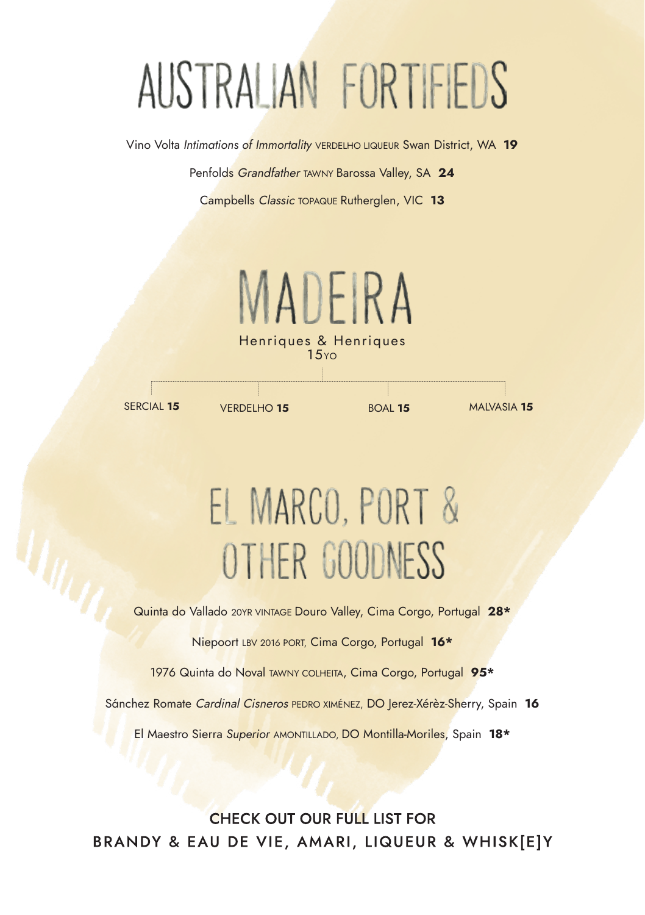# AUSTRALIAN FORTIFIEDS

Vino Volta *Intimations of Immortality* VERDELHO LIQUEUR Swan District, WA **19**

Penfolds *Grandfather* TAWNY Barossa Valley, SA **24**

Campbells *Classic* TOPAQUE Rutherglen, VIC **13**

# MADEIRA

Henriques & Henriques
15YO

SERCIAL **15** VERDELHO **15** BOAL **15** MALVASIA **15**

# EL MARCO, PORT & OTHER GOODNESS

Quinta do Vallado 20YR VINTAGE Douro Valley, Cima Corgo, Portugal **28***

Niepoort LBV 2016 PORT, Cima Corgo, Portugal **16***

1976 Quinta do Noval TAWNY COLHEITA, Cima Corgo, Portugal **95***

Sánchez Romate *Cardinal Cisneros* PEDRO XIMÉNEZ, DO Jerez-Xérèz-Sherry, Spain **16**

El Maestro Sierra *Superior* AMONTILLADO, DO Montilla-Moriles, Spain **18***

CHECK OUT OUR FULL LIST FOR
BRANDY & EAU DE VIE, AMARI, LIQUEUR & WHISK[E]Y